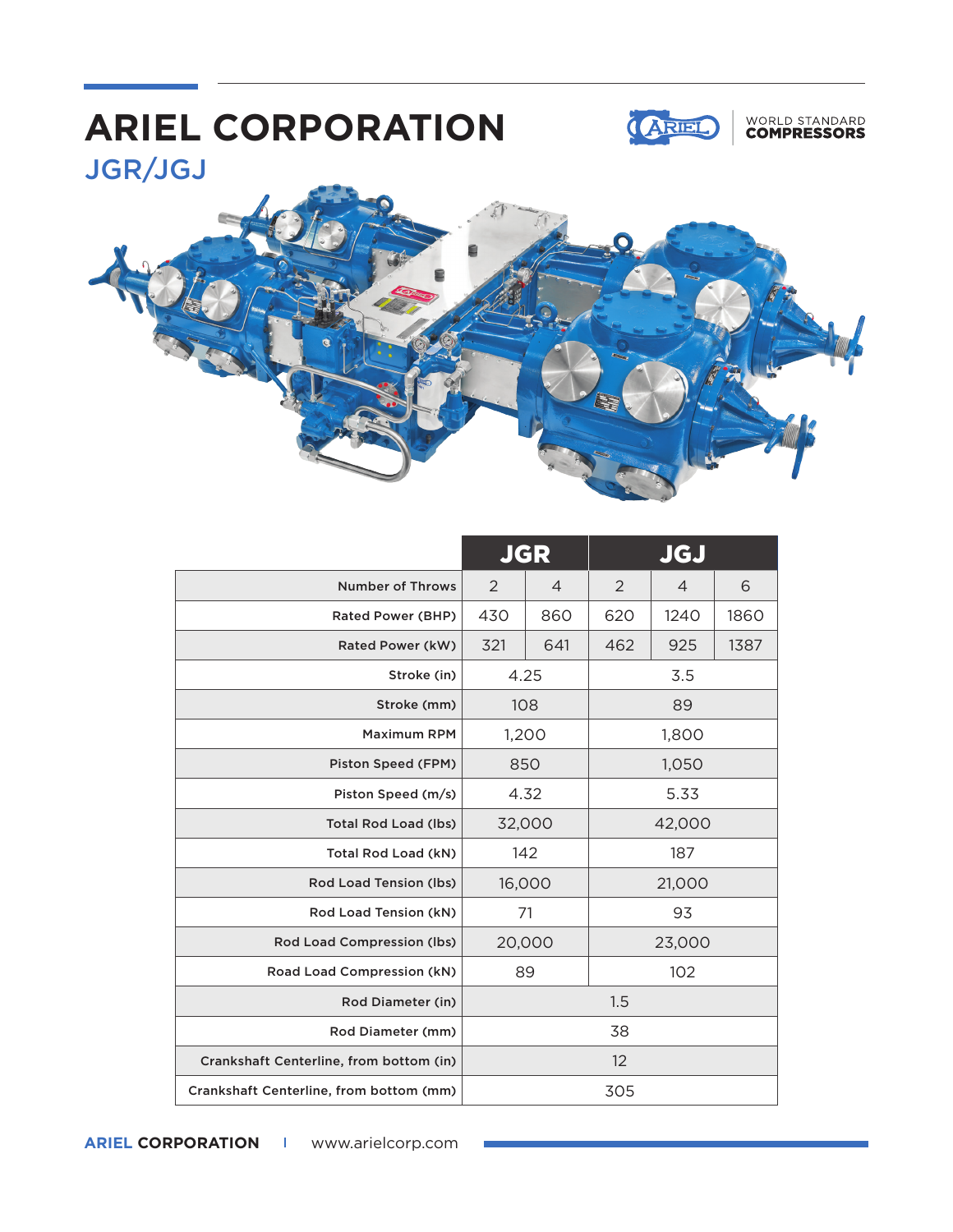# ARIEL CORPORATION

## JGR/JGJ

WORLD STANDARD **COMPRESSORS**

| | JGR | | JGJ | | |
|---|---|---|---|---|---|
| Number of Throws | 2 | 4 | 2 | 4 | 6 |
| Rated Power (BHP) | 430 | 860 | 620 | 1240 | 1860 |
| Rated Power (kW) | 321 | 641 | 462 | 925 | 1387 |
| Stroke (in) | 4.25 | | 3.5 | | |
| Stroke (mm) | 108 | | 89 | | |
| Maximum RPM | 1,200 | | 1,800 | | |
| Piston Speed (FPM) | 850 | | 1,050 | | |
| Piston Speed (m/s) | 4.32 | | 5.33 | | |
| Total Rod Load (lbs) | 32,000 | | 42,000 | | |
| Total Rod Load (kN) | 142 | | 187 | | |
| Rod Load Tension (lbs) | 16,000 | | 21,000 | | |
| Rod Load Tension (kN) | 71 | | 93 | | |
| Rod Load Compression (lbs) | 20,000 | | 23,000 | | |
| Road Load Compression (kN) | 89 | | 102 | | |
| Rod Diameter (in) | 1.5 | | | | |
| Rod Diameter (mm) | 38 | | | | |
| Crankshaft Centerline, from bottom (in) | 12 | | | | |
| Crankshaft Centerline, from bottom (mm) | 305 | | | | |

**ARIEL CORPORATION** | www.arielcorp.com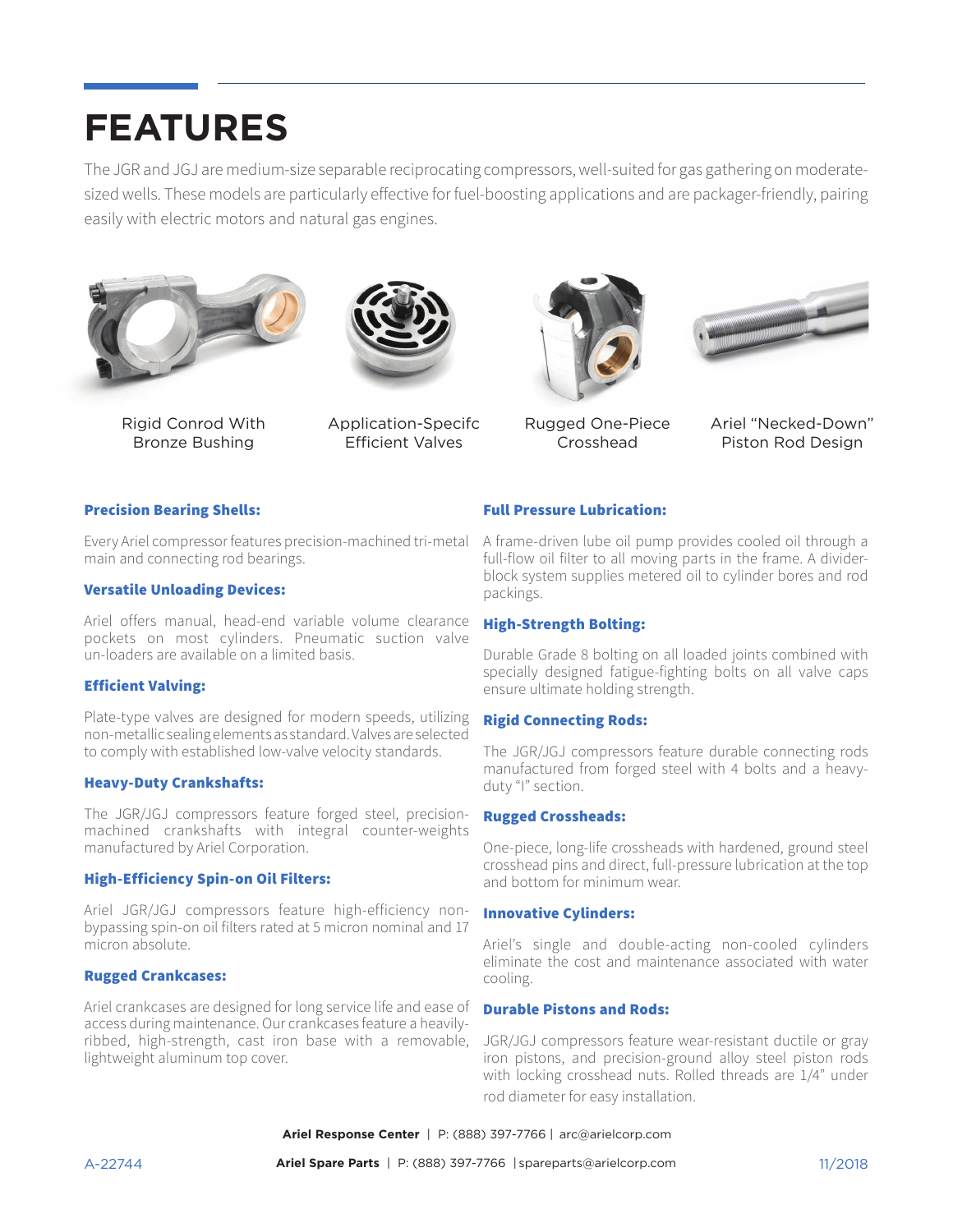# FEATURES

The JGR and JGJ are medium-size separable reciprocating compressors, well-suited for gas gathering on moderate-sized wells. These models are particularly effective for fuel-boosting applications and are packager-friendly, pairing easily with electric motors and natural gas engines.

Rigid Conrod With Bronze Bushing

Application-Specifc Efficient Valves

Rugged One-Piece Crosshead

Ariel "Necked-Down" Piston Rod Design

### Precision Bearing Shells:

Every Ariel compressor features precision-machined tri-metal main and connecting rod bearings.

### Versatile Unloading Devices:

Ariel offers manual, head-end variable volume clearance pockets on most cylinders. Pneumatic suction valve un-loaders are available on a limited basis.

### Efficient Valving:

Plate-type valves are designed for modern speeds, utilizing non-metallic sealing elements as standard. Valves are selected to comply with established low-valve velocity standards.

### Heavy-Duty Crankshafts:

The JGR/JGJ compressors feature forged steel, precision-machined crankshafts with integral counter-weights manufactured by Ariel Corporation.

### High-Efficiency Spin-on Oil Filters:

Ariel JGR/JGJ compressors feature high-efficiency non-bypassing spin-on oil filters rated at 5 micron nominal and 17 micron absolute.

### Rugged Crankcases:

Ariel crankcases are designed for long service life and ease of access during maintenance. Our crankcases feature a heavily-ribbed, high-strength, cast iron base with a removable, lightweight aluminum top cover.

### Full Pressure Lubrication:

A frame-driven lube oil pump provides cooled oil through a full-flow oil filter to all moving parts in the frame. A divider-block system supplies metered oil to cylinder bores and rod packings.

### High-Strength Bolting:

Durable Grade 8 bolting on all loaded joints combined with specially designed fatigue-fighting bolts on all valve caps ensure ultimate holding strength.

### Rigid Connecting Rods:

The JGR/JGJ compressors feature durable connecting rods manufactured from forged steel with 4 bolts and a heavy-duty "I" section.

### Rugged Crossheads:

One-piece, long-life crossheads with hardened, ground steel crosshead pins and direct, full-pressure lubrication at the top and bottom for minimum wear.

### Innovative Cylinders:

Ariel's single and double-acting non-cooled cylinders eliminate the cost and maintenance associated with water cooling.

### Durable Pistons and Rods:

JGR/JGJ compressors feature wear-resistant ductile or gray iron pistons, and precision-ground alloy steel piston rods with locking crosshead nuts. Rolled threads are 1/4" under rod diameter for easy installation.

**Ariel Response Center** | P: (888) 397-7766 | arc@arielcorp.com

**Ariel Spare Parts** | P: (888) 397-7766 | spareparts@arielcorp.com

A-22744 11/2018